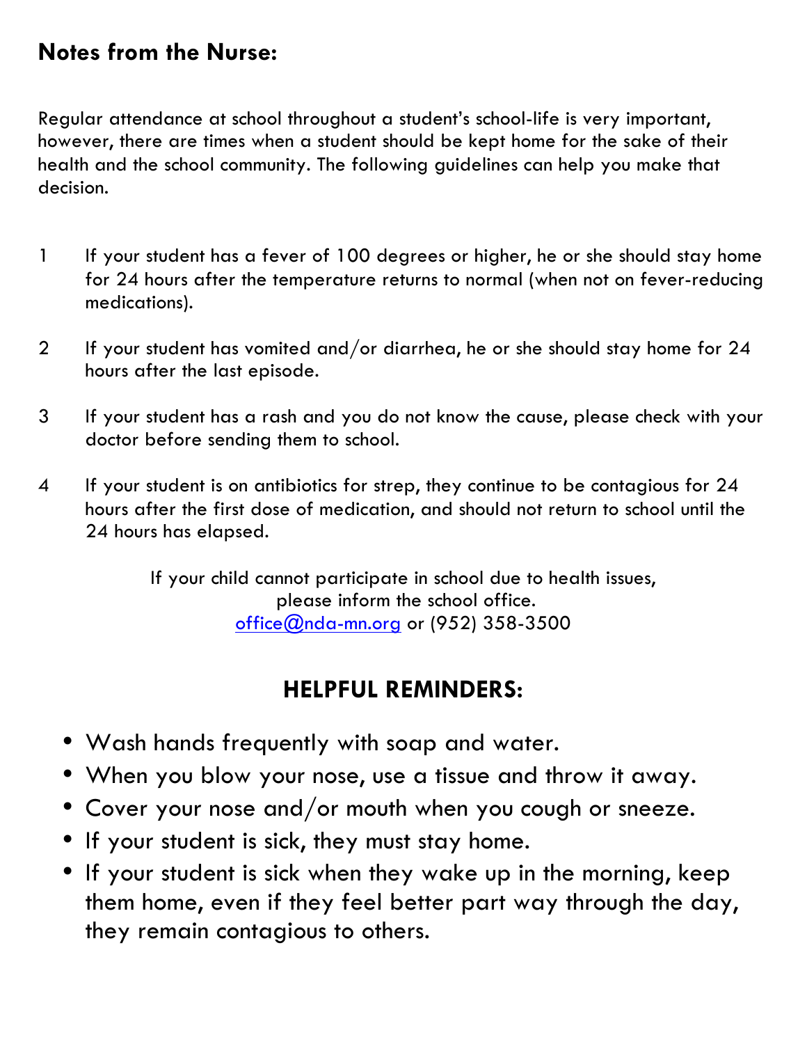## Notes from the Nurse:

Regular attendance at school throughout a student's school-life is very important, however, there are times when a student should be kept home for the sake of their health and the school community. The following guidelines can help you make that decision.

1. If your student has a fever of 100 degrees or higher, he or she should stay home for 24 hours after the temperature returns to normal (when not on fever-reducing medications).
2. If your student has vomited and/or diarrhea, he or she should stay home for 24 hours after the last episode.
3. If your student has a rash and you do not know the cause, please check with your doctor before sending them to school.
4. If your student is on antibiotics for strep, they continue to be contagious for 24 hours after the first dose of medication, and should not return to school until the 24 hours has elapsed.

If your child cannot participate in school due to health issues, please inform the school office.
office@nda-mn.org or (952) 358-3500

## HELPFUL REMINDERS:

- Wash hands frequently with soap and water.
- When you blow your nose, use a tissue and throw it away.
- Cover your nose and/or mouth when you cough or sneeze.
- If your student is sick, they must stay home.
- If your student is sick when they wake up in the morning, keep them home, even if they feel better part way through the day, they remain contagious to others.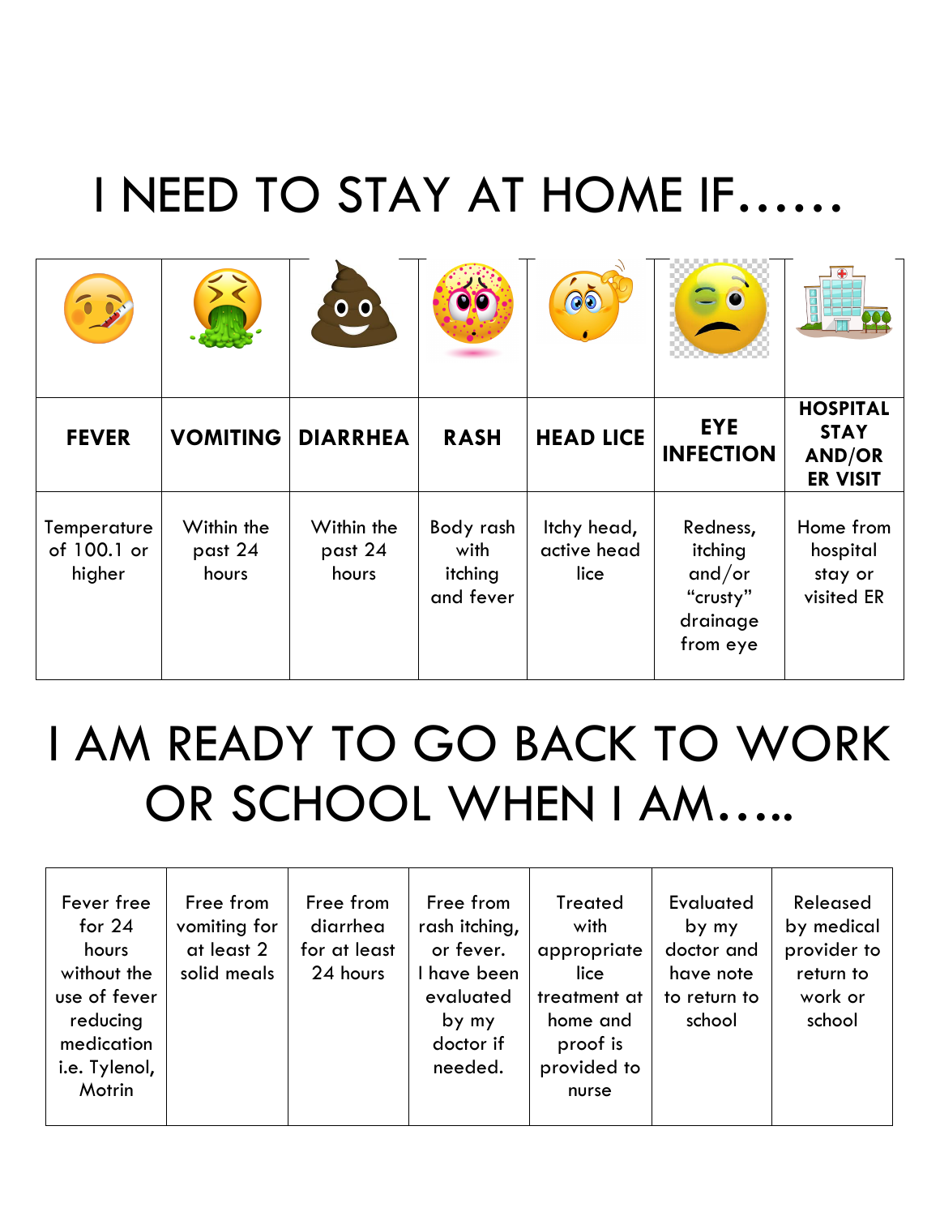# I NEED TO STAY AT HOME IF……

| | | | | | | |
|---|---|---|---|---|---|---|
| **FEVER** | **VOMITING** | **DIARRHEA** | **RASH** | **HEAD LICE** | **EYE INFECTION** | **HOSPITAL STAY AND/OR ER VISIT** |
| Temperature of 100.1 or higher | Within the past 24 hours | Within the past 24 hours | Body rash with itching and fever | Itchy head, active head lice | Redness, itching and/or "crusty" drainage from eye | Home from hospital stay or visited ER |

# I AM READY TO GO BACK TO WORK OR SCHOOL WHEN I AM…..

| | | | | | | |
|---|---|---|---|---|---|---|
| Fever free for 24 hours without the use of fever reducing medication i.e. Tylenol, Motrin | Free from vomiting for at least 2 solid meals | Free from diarrhea for at least 24 hours | Free from rash itching, or fever. I have been evaluated by my doctor if needed. | Treated with appropriate lice treatment at home and proof is provided to nurse | Evaluated by my doctor and have note to return to school | Released by medical provider to return to work or school |